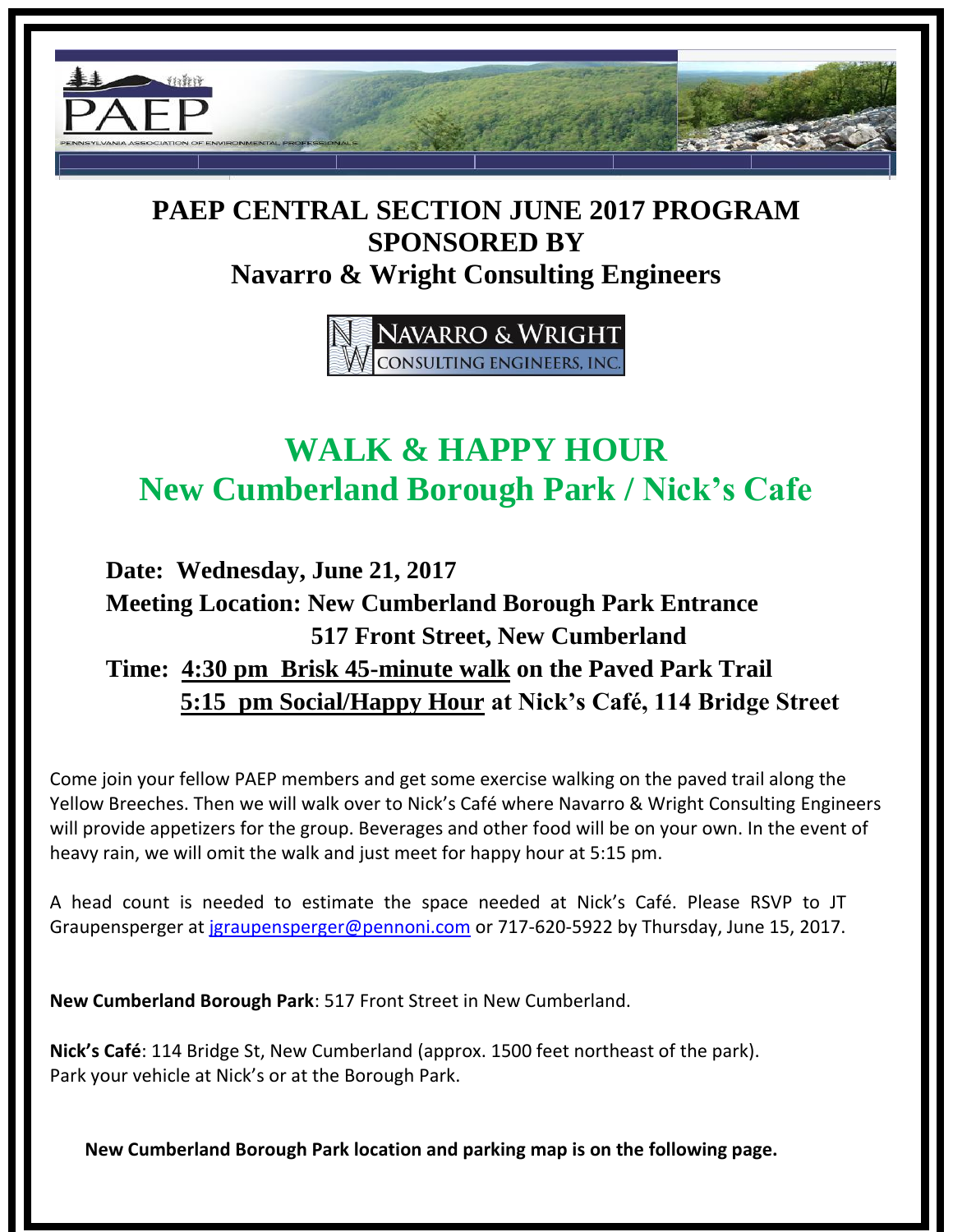# PAEP CENTRAL SECTION JUNE 2017 PROGRAM SPONSORED BY Navarro & Wright Consulting Engineers

## WALK & HAPPY HOUR
## New Cumberland Borough Park / Nick's Cafe

**Date: Wednesday, June 21, 2017**

**Meeting Location: New Cumberland Borough Park Entrance**
**517 Front Street, New Cumberland**

**Time: 4:30 pm Brisk 45-minute walk on the Paved Park Trail**
**5:15 pm Social/Happy Hour at Nick's Café, 114 Bridge Street**

Come join your fellow PAEP members and get some exercise walking on the paved trail along the Yellow Breeches. Then we will walk over to Nick's Café where Navarro & Wright Consulting Engineers will provide appetizers for the group. Beverages and other food will be on your own. In the event of heavy rain, we will omit the walk and just meet for happy hour at 5:15 pm.

A head count is needed to estimate the space needed at Nick's Café. Please RSVP to JT Graupensperger at jgraupensperger@pennoni.com or 717-620-5922 by Thursday, June 15, 2017.

**New Cumberland Borough Park**: 517 Front Street in New Cumberland.

**Nick's Café**: 114 Bridge St, New Cumberland (approx. 1500 feet northeast of the park).
Park your vehicle at Nick's or at the Borough Park.

**New Cumberland Borough Park location and parking map is on the following page.**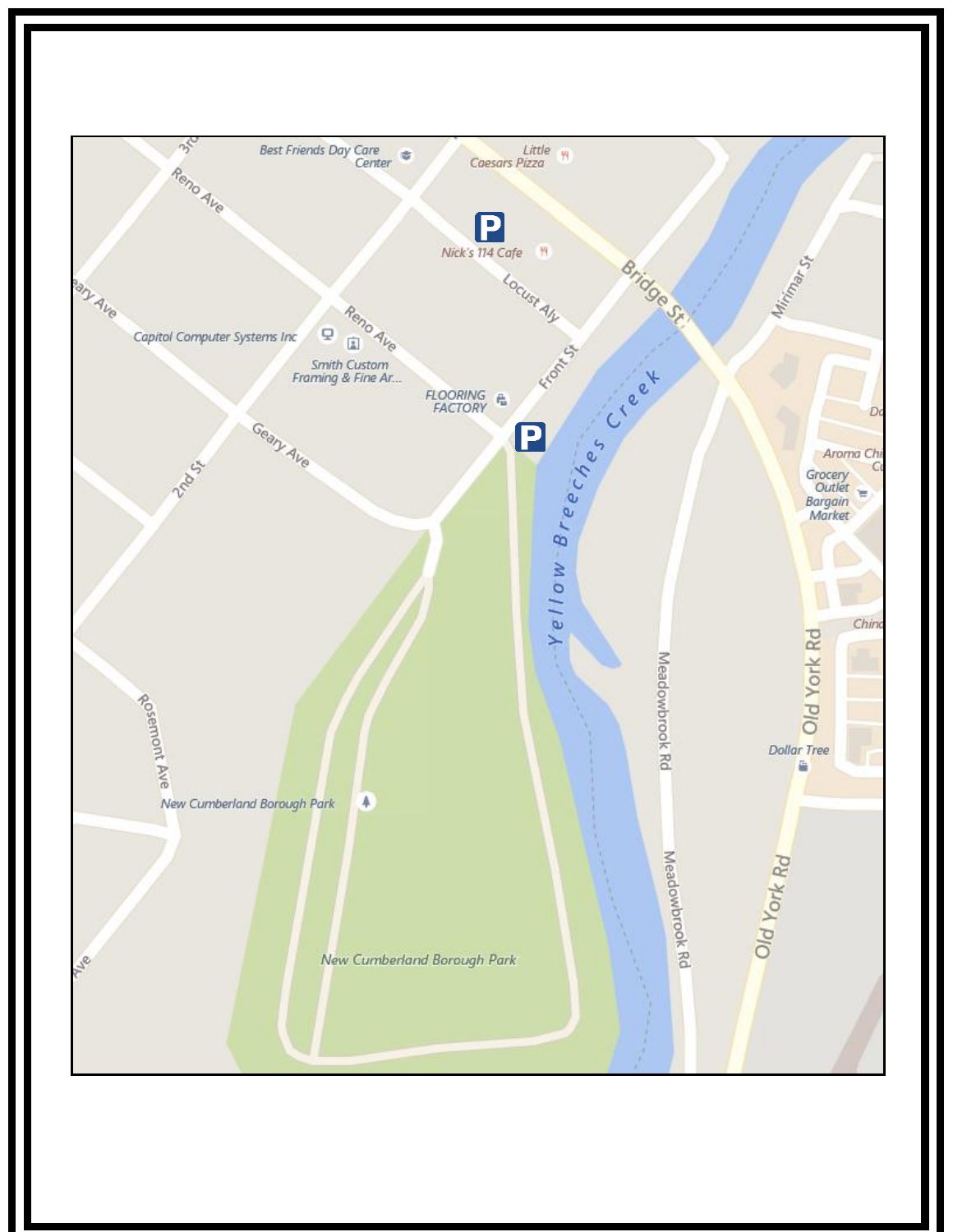Best Friends Day Care Center
Little Caesars Pizza
Reno Ave
Nick's 114 Cafe
Locust Aly
Bridge St
Mirimar St
Geary Ave
Capitol Computer Systems Inc
Reno Ave
Smith Custom Framing & Fine Ar...
FLOORING FACTORY
Front St
Yellow Breeches Creek
Aroma Chi...
Grocery Outlet Bargain Market
Geary Ave
2nd St
China
Meadowbrook Rd
Old York Rd
Dollar Tree
Rosemont Ave
New Cumberland Borough Park
New Cumberland Borough Park
Meadowbrook Rd
Old York Rd